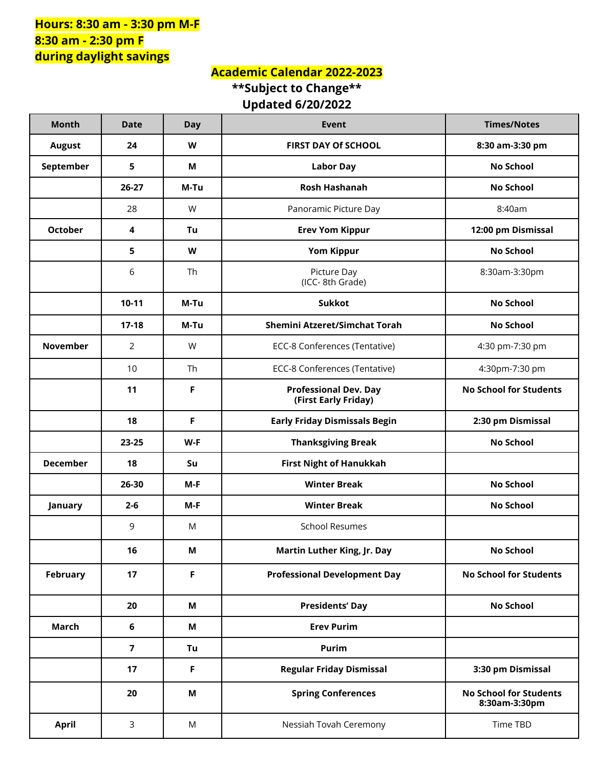**Hours: 8:30 am - 3:30 pm M-F**
**8:30 am - 2:30 pm F**
**during daylight savings**

## Academic Calendar 2022-2023

**\*\*Subject to Change\*\***

**Updated 6/20/2022**

| Month | Date | Day | Event | Times/Notes |
|---|---|---|---|---|
| **August** | **24** | **W** | **FIRST DAY Of SCHOOL** | **8:30 am-3:30 pm** |
| **September** | **5** | **M** | **Labor Day** | **No School** |
| | **26-27** | **M-Tu** | **Rosh Hashanah** | **No School** |
| | 28 | W | Panoramic Picture Day | 8:40am |
| **October** | **4** | **Tu** | **Erev Yom Kippur** | **12:00 pm Dismissal** |
| | **5** | **W** | **Yom Kippur** | **No School** |
| | 6 | Th | Picture Day (ICC- 8th Grade) | 8:30am-3:30pm |
| | **10-11** | **M-Tu** | **Sukkot** | **No School** |
| | **17-18** | **M-Tu** | **Shemini Atzeret/Simchat Torah** | **No School** |
| **November** | 2 | W | ECC-8 Conferences (Tentative) | 4:30 pm-7:30 pm |
| | 10 | Th | ECC-8 Conferences (Tentative) | 4:30pm-7:30 pm |
| | **11** | **F** | **Professional Dev. Day (First Early Friday)** | **No School for Students** |
| | **18** | **F** | **Early Friday Dismissals Begin** | **2:30 pm Dismissal** |
| | **23-25** | **W-F** | **Thanksgiving Break** | **No School** |
| **December** | **18** | **Su** | **First Night of Hanukkah** | |
| | **26-30** | **M-F** | **Winter Break** | **No School** |
| **January** | **2-6** | **M-F** | **Winter Break** | **No School** |
| | 9 | M | School Resumes | |
| | **16** | **M** | **Martin Luther King, Jr. Day** | **No School** |
| **February** | **17** | **F** | **Professional Development Day** | **No School for Students** |
| | **20** | **M** | **Presidents' Day** | **No School** |
| **March** | **6** | **M** | **Erev Purim** | |
| | **7** | **Tu** | **Purim** | |
| | **17** | **F** | **Regular Friday Dismissal** | **3:30 pm Dismissal** |
| | **20** | **M** | **Spring Conferences** | **No School for Students 8:30am-3:30pm** |
| **April** | 3 | M | Nessiah Tovah Ceremony | Time TBD |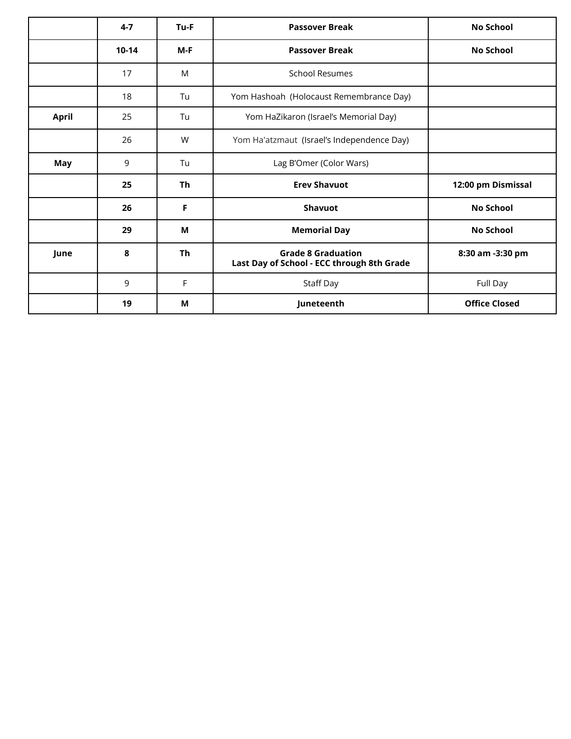| | | | | |
|---|---|---|---|---|
| | **4-7** | **Tu-F** | **Passover Break** | **No School** |
| | **10-14** | **M-F** | **Passover Break** | **No School** |
| | 17 | M | School Resumes | |
| | 18 | Tu | Yom Hashoah (Holocaust Remembrance Day) | |
| **April** | 25 | Tu | Yom HaZikaron (Israel's Memorial Day) | |
| | 26 | W | Yom Ha'atzmaut (Israel's Independence Day) | |
| **May** | 9 | Tu | Lag B'Omer (Color Wars) | |
| | **25** | **Th** | **Erev Shavuot** | **12:00 pm Dismissal** |
| | **26** | **F** | **Shavuot** | **No School** |
| | **29** | **M** | **Memorial Day** | **No School** |
| **June** | **8** | **Th** | **Grade 8 Graduation**<br>**Last Day of School - ECC through 8th Grade** | **8:30 am -3:30 pm** |
| | 9 | F | Staff Day | Full Day |
| | **19** | **M** | **Juneteenth** | **Office Closed** |